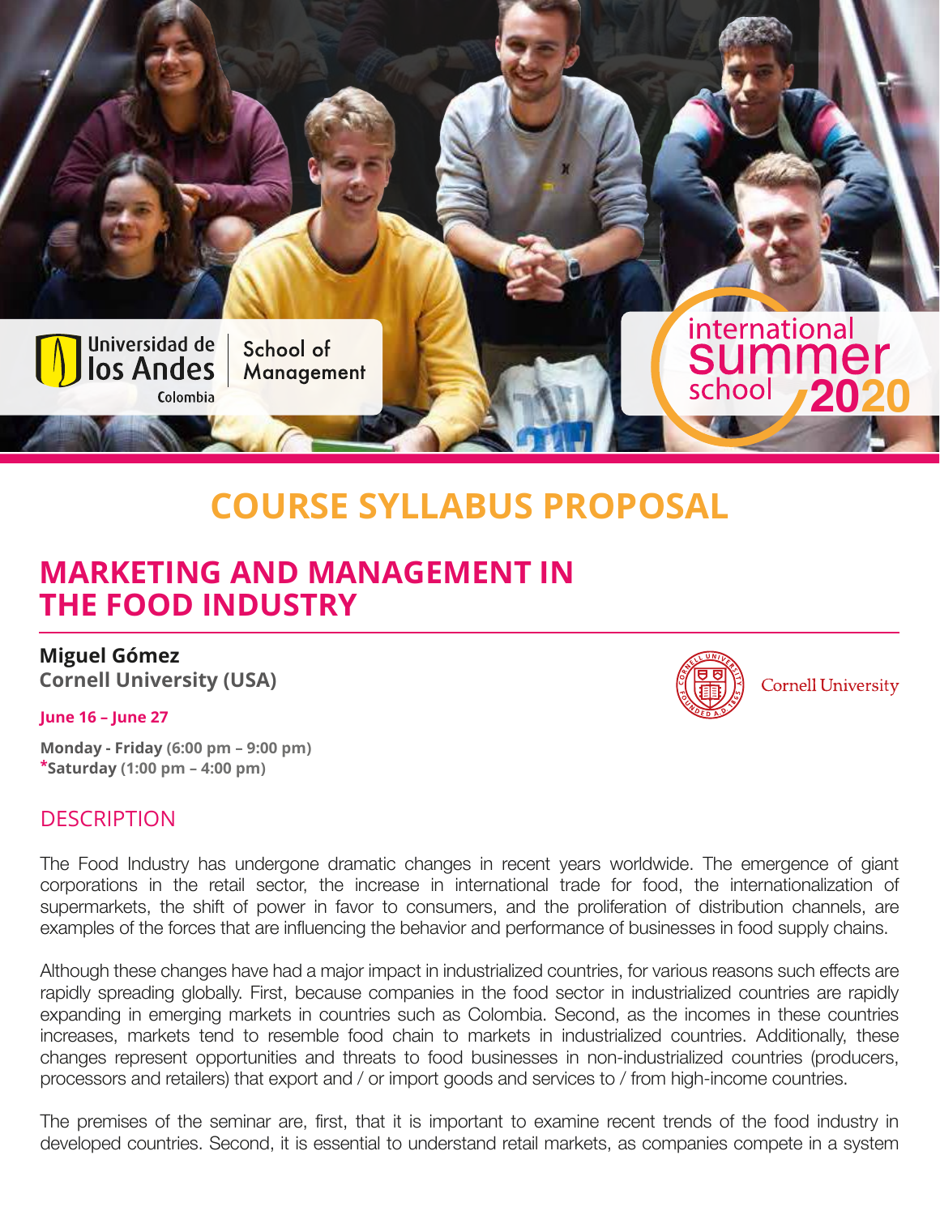Universidad de los Andes Colombia | School of Management

international summer school 2020

# COURSE SYLLABUS PROPOSAL

## MARKETING AND MANAGEMENT IN THE FOOD INDUSTRY

**Miguel Gómez**
**Cornell University (USA)**

Cornell University

**June 16 – June 27**

**Monday - Friday** (6:00 pm – 9:00 pm)
***Saturday** (1:00 pm – 4:00 pm)

### DESCRIPTION

The Food Industry has undergone dramatic changes in recent years worldwide. The emergence of giant corporations in the retail sector, the increase in international trade for food, the internationalization of supermarkets, the shift of power in favor to consumers, and the proliferation of distribution channels, are examples of the forces that are influencing the behavior and performance of businesses in food supply chains.

Although these changes have had a major impact in industrialized countries, for various reasons such effects are rapidly spreading globally. First, because companies in the food sector in industrialized countries are rapidly expanding in emerging markets in countries such as Colombia. Second, as the incomes in these countries increases, markets tend to resemble food chain to markets in industrialized countries. Additionally, these changes represent opportunities and threats to food businesses in non-industrialized countries (producers, processors and retailers) that export and / or import goods and services to / from high-income countries.

The premises of the seminar are, first, that it is important to examine recent trends of the food industry in developed countries. Second, it is essential to understand retail markets, as companies compete in a system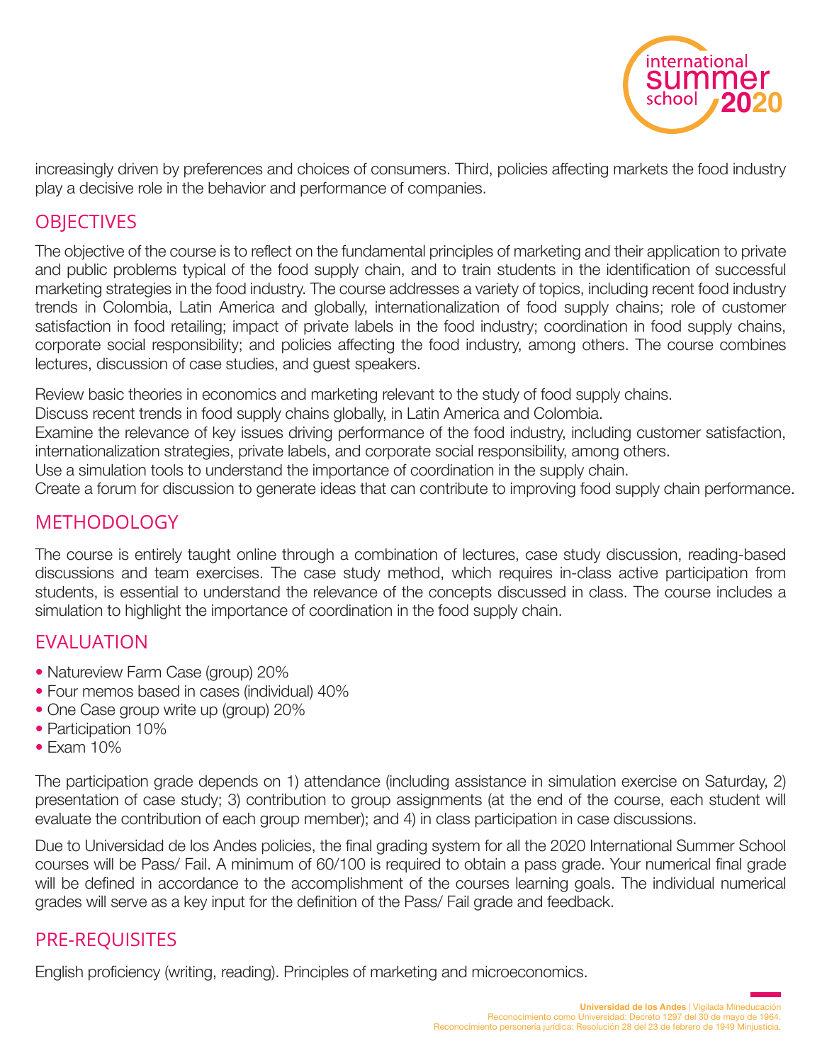increasingly driven by preferences and choices of consumers. Third, policies affecting markets the food industry play a decisive role in the behavior and performance of companies.

## OBJECTIVES

The objective of the course is to reflect on the fundamental principles of marketing and their application to private and public problems typical of the food supply chain, and to train students in the identification of successful marketing strategies in the food industry. The course addresses a variety of topics, including recent food industry trends in Colombia, Latin America and globally, internationalization of food supply chains; role of customer satisfaction in food retailing; impact of private labels in the food industry; coordination in food supply chains, corporate social responsibility; and policies affecting the food industry, among others. The course combines lectures, discussion of case studies, and guest speakers.

Review basic theories in economics and marketing relevant to the study of food supply chains.
Discuss recent trends in food supply chains globally, in Latin America and Colombia.
Examine the relevance of key issues driving performance of the food industry, including customer satisfaction, internationalization strategies, private labels, and corporate social responsibility, among others.
Use a simulation tools to understand the importance of coordination in the supply chain.
Create a forum for discussion to generate ideas that can contribute to improving food supply chain performance.

## METHODOLOGY

The course is entirely taught online through a combination of lectures, case study discussion, reading-based discussions and team exercises. The case study method, which requires in-class active participation from students, is essential to understand the relevance of the concepts discussed in class. The course includes a simulation to highlight the importance of coordination in the food supply chain.

## EVALUATION

- Natureview Farm Case (group) 20%
- Four memos based in cases (individual) 40%
- One Case group write up (group) 20%
- Participation 10%
- Exam 10%

The participation grade depends on 1) attendance (including assistance in simulation exercise on Saturday, 2) presentation of case study; 3) contribution to group assignments (at the end of the course, each student will evaluate the contribution of each group member); and 4) in class participation in case discussions.

Due to Universidad de los Andes policies, the final grading system for all the 2020 International Summer School courses will be Pass/ Fail. A minimum of 60/100 is required to obtain a pass grade. Your numerical final grade will be defined in accordance to the accomplishment of the courses learning goals. The individual numerical grades will serve as a key input for the definition of the Pass/ Fail grade and feedback.

## PRE-REQUISITES

English proficiency (writing, reading). Principles of marketing and microeconomics.